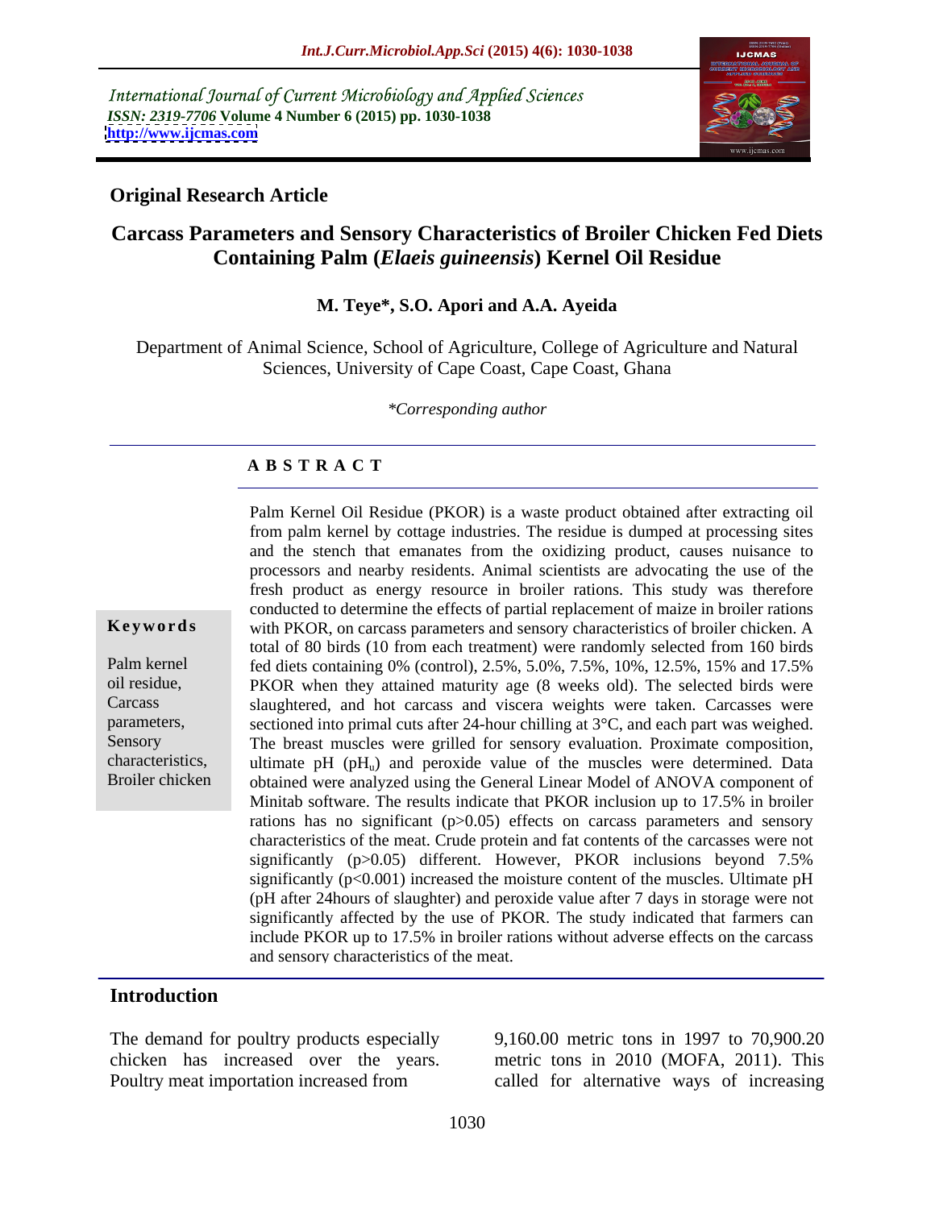International Journal of Current Microbiology and Applied Sciences
*ISSN: 2319-7706* **Volume 4 Number 6 (2015) pp. 1030-1038**
**http://www.ijcmas.com**

**Original Research Article**

# Carcass Parameters and Sensory Characteristics of Broiler Chicken Fed Diets Containing Palm (*Elaeis guineensis*) Kernel Oil Residue

**M. Teye\*, S.O. Apori and A.A. Ayeida**

Department of Animal Science, School of Agriculture, College of Agriculture and Natural Sciences, University of Cape Coast, Cape Coast, Ghana

*\*Corresponding author*

## ABSTRACT

**Keywords**

Palm kernel oil residue, Carcass parameters, Sensory characteristics, Broiler chicken

Palm Kernel Oil Residue (PKOR) is a waste product obtained after extracting oil from palm kernel by cottage industries. The residue is dumped at processing sites and the stench that emanates from the oxidizing product, causes nuisance to processors and nearby residents. Animal scientists are advocating the use of the fresh product as energy resource in broiler rations. This study was therefore conducted to determine the effects of partial replacement of maize in broiler rations with PKOR, on carcass parameters and sensory characteristics of broiler chicken. A total of 80 birds (10 from each treatment) were randomly selected from 160 birds fed diets containing 0% (control), 2.5%, 5.0%, 7.5%, 10%, 12.5%, 15% and 17.5% PKOR when they attained maturity age (8 weeks old). The selected birds were slaughtered, and hot carcass and viscera weights were taken. Carcasses were sectioned into primal cuts after 24-hour chilling at 3°C, and each part was weighed. The breast muscles were grilled for sensory evaluation. Proximate composition, ultimate pH ($pH_u$) and peroxide value of the muscles were determined. Data obtained were analyzed using the General Linear Model of ANOVA component of Minitab software. The results indicate that PKOR inclusion up to 17.5% in broiler rations has no significant ($p>0.05$) effects on carcass parameters and sensory characteristics of the meat. Crude protein and fat contents of the carcasses were not significantly ($p>0.05$) different. However, PKOR inclusions beyond 7.5% significantly ($p<0.001$) increased the moisture content of the muscles. Ultimate pH (pH after 24hours of slaughter) and peroxide value after 7 days in storage were not significantly affected by the use of PKOR. The study indicated that farmers can include PKOR up to 17.5% in broiler rations without adverse effects on the carcass and sensory characteristics of the meat.

## Introduction

The demand for poultry products especially chicken has increased over the years. Poultry meat importation increased from 9,160.00 metric tons in 1997 to 70,900.20 metric tons in 2010 (MOFA, 2011). This called for alternative ways of increasing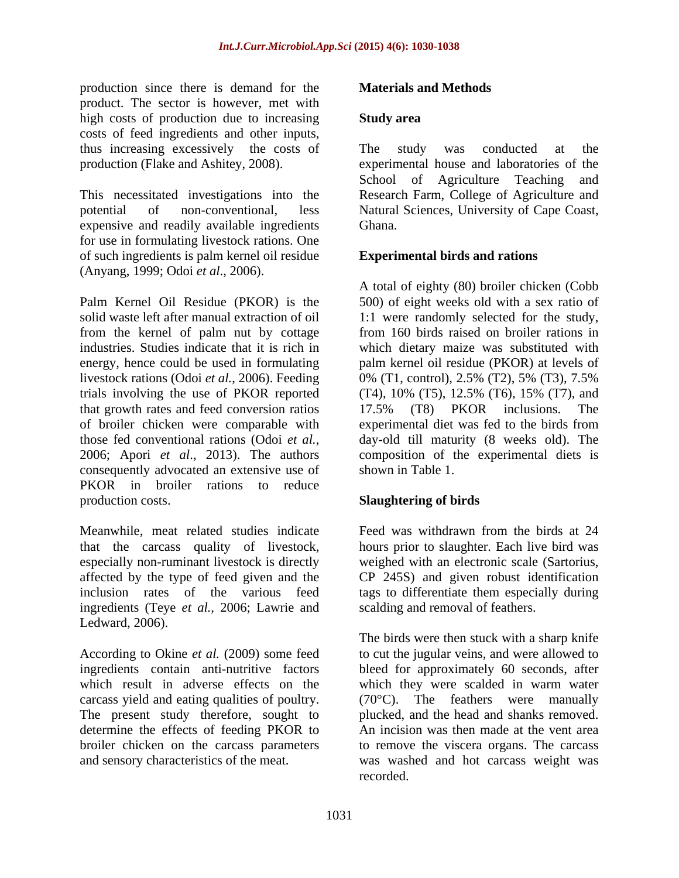production since there is demand for the product. The sector is however, met with high costs of production due to increasing costs of feed ingredients and other inputs, thus increasing excessively the costs of production (Flake and Ashitey, 2008).

This necessitated investigations into the potential of non-conventional, less expensive and readily available ingredients for use in formulating livestock rations. One of such ingredients is palm kernel oil residue (Anyang, 1999; Odoi *et al*., 2006).

Palm Kernel Oil Residue (PKOR) is the solid waste left after manual extraction of oil from the kernel of palm nut by cottage industries. Studies indicate that it is rich in energy, hence could be used in formulating livestock rations (Odoi *et al.*, 2006). Feeding trials involving the use of PKOR reported that growth rates and feed conversion ratios of broiler chicken were comparable with those fed conventional rations (Odoi *et al.*, 2006; Apori *et al*., 2013). The authors consequently advocated an extensive use of PKOR in broiler rations to reduce production costs.

Meanwhile, meat related studies indicate that the carcass quality of livestock, especially non-ruminant livestock is directly affected by the type of feed given and the inclusion rates of the various feed ingredients (Teye *et al.,* 2006; Lawrie and Ledward, 2006).

According to Okine *et al.* (2009) some feed ingredients contain anti-nutritive factors which result in adverse effects on the carcass yield and eating qualities of poultry. The present study therefore, sought to determine the effects of feeding PKOR to broiler chicken on the carcass parameters and sensory characteristics of the meat.

## Materials and Methods

### Study area

The study was conducted at the experimental house and laboratories of the School of Agriculture Teaching and Research Farm, College of Agriculture and Natural Sciences, University of Cape Coast, Ghana.

### Experimental birds and rations

A total of eighty (80) broiler chicken (Cobb 500) of eight weeks old with a sex ratio of 1:1 were randomly selected for the study, from 160 birds raised on broiler rations in which dietary maize was substituted with palm kernel oil residue (PKOR) at levels of 0% (T1, control), 2.5% (T2), 5% (T3), 7.5% (T4), 10% (T5), 12.5% (T6), 15% (T7), and 17.5% (T8) PKOR inclusions. The experimental diet was fed to the birds from day-old till maturity (8 weeks old). The composition of the experimental diets is shown in Table 1.

### Slaughtering of birds

Feed was withdrawn from the birds at 24 hours prior to slaughter. Each live bird was weighed with an electronic scale (Sartorius, CP 245S) and given robust identification tags to differentiate them especially during scalding and removal of feathers.

The birds were then stuck with a sharp knife to cut the jugular veins, and were allowed to bleed for approximately 60 seconds, after which they were scalded in warm water (70°C). The feathers were manually plucked, and the head and shanks removed. An incision was then made at the vent area to remove the viscera organs. The carcass was washed and hot carcass weight was recorded.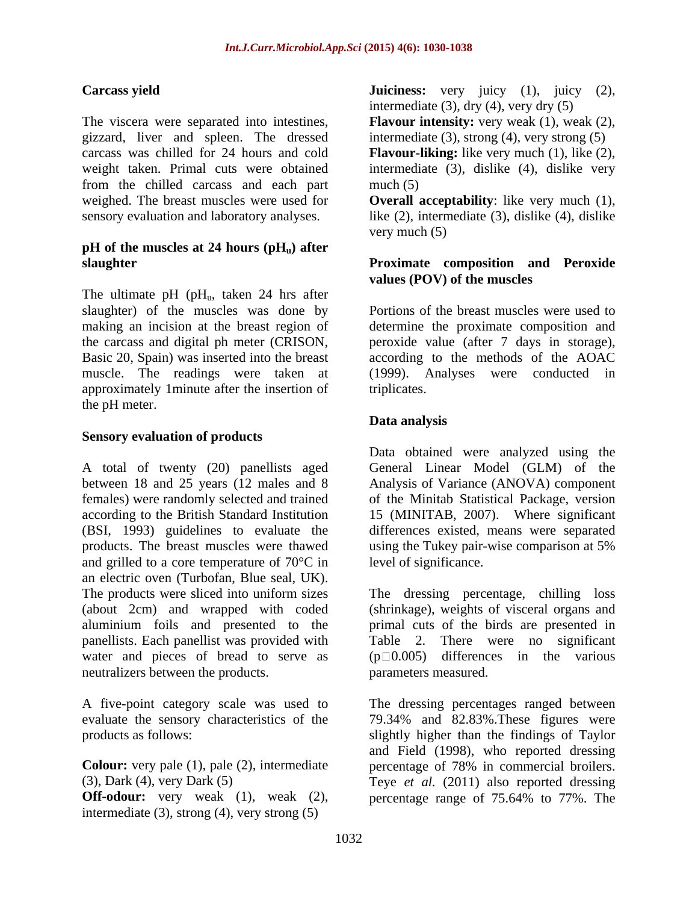### Carcass yield

The viscera were separated into intestines, gizzard, liver and spleen. The dressed carcass was chilled for 24 hours and cold weight taken. Primal cuts were obtained from the chilled carcass and each part weighed. The breast muscles were used for sensory evaluation and laboratory analyses.

### pH of the muscles at 24 hours ($pH_u$) after slaughter

The ultimate pH ($pH_u$, taken 24 hrs after slaughter) of the muscles was done by making an incision at the breast region of the carcass and digital ph meter (CRISON, Basic 20, Spain) was inserted into the breast muscle. The readings were taken at approximately 1minute after the insertion of the pH meter.

### Sensory evaluation of products

A total of twenty (20) panellists aged between 18 and 25 years (12 males and 8 females) were randomly selected and trained according to the British Standard Institution (BSI, 1993) guidelines to evaluate the products. The breast muscles were thawed and grilled to a core temperature of 70°C in an electric oven (Turbofan, Blue seal, UK). The products were sliced into uniform sizes (about 2cm) and wrapped with coded aluminium foils and presented to the panellists. Each panellist was provided with water and pieces of bread to serve as neutralizers between the products.

A five-point category scale was used to evaluate the sensory characteristics of the products as follows:

**Colour:** very pale (1), pale (2), intermediate (3), Dark (4), very Dark (5)

**Off-odour:** very weak (1), weak (2), intermediate (3), strong (4), very strong (5)

**Juiciness:** very juicy (1), juicy (2), intermediate (3), dry (4), very dry (5)

**Flavour intensity:** very weak (1), weak (2), intermediate (3), strong (4), very strong (5)

**Flavour-liking:** like very much (1), like (2), intermediate (3), dislike (4), dislike very much (5)

**Overall acceptability**: like very much (1), like (2), intermediate (3), dislike (4), dislike very much (5)

### Proximate composition and Peroxide values (POV) of the muscles

Portions of the breast muscles were used to determine the proximate composition and peroxide value (after 7 days in storage), according to the methods of the AOAC (1999). Analyses were conducted in triplicates.

### Data analysis

Data obtained were analyzed using the General Linear Model (GLM) of the Analysis of Variance (ANOVA) component of the Minitab Statistical Package, version 15 (MINITAB, 2007). Where significant differences existed, means were separated using the Tukey pair-wise comparison at 5% level of significance.

The dressing percentage, chilling loss (shrinkage), weights of visceral organs and primal cuts of the birds are presented in Table 2. There were no significant ($p \square 0.005$) differences in the various parameters measured.

The dressing percentages ranged between 79.34% and 82.83%.These figures were slightly higher than the findings of Taylor and Field (1998), who reported dressing percentage of 78% in commercial broilers. Teye *et al.* (2011) also reported dressing percentage range of 75.64% to 77%. The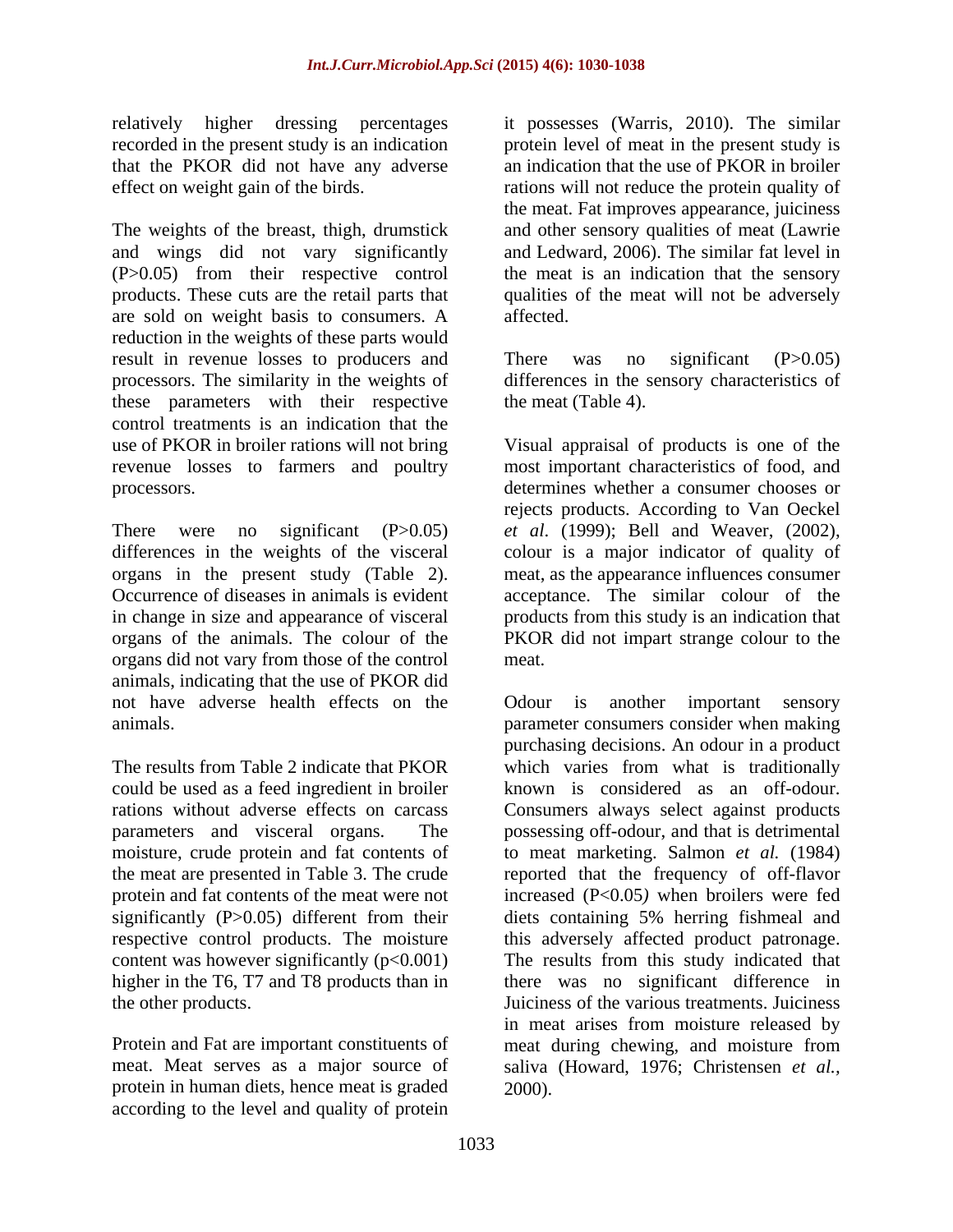relatively higher dressing percentages recorded in the present study is an indication that the PKOR did not have any adverse effect on weight gain of the birds.

The weights of the breast, thigh, drumstick and wings did not vary significantly (P>0.05) from their respective control products. These cuts are the retail parts that are sold on weight basis to consumers. A reduction in the weights of these parts would result in revenue losses to producers and processors. The similarity in the weights of these parameters with their respective control treatments is an indication that the use of PKOR in broiler rations will not bring revenue losses to farmers and poultry processors.

There were no significant (P>0.05) differences in the weights of the visceral organs in the present study (Table 2). Occurrence of diseases in animals is evident in change in size and appearance of visceral organs of the animals. The colour of the organs did not vary from those of the control animals, indicating that the use of PKOR did not have adverse health effects on the animals.

The results from Table 2 indicate that PKOR could be used as a feed ingredient in broiler rations without adverse effects on carcass parameters and visceral organs. The moisture, crude protein and fat contents of the meat are presented in Table 3. The crude protein and fat contents of the meat were not significantly (P>0.05) different from their respective control products. The moisture content was however significantly (p<0.001) higher in the T6, T7 and T8 products than in the other products.

Protein and Fat are important constituents of meat. Meat serves as a major source of protein in human diets, hence meat is graded according to the level and quality of protein it possesses (Warris, 2010). The similar protein level of meat in the present study is an indication that the use of PKOR in broiler rations will not reduce the protein quality of the meat. Fat improves appearance, juiciness and other sensory qualities of meat (Lawrie and Ledward, 2006). The similar fat level in the meat is an indication that the sensory qualities of the meat will not be adversely affected.

There was no significant (P>0.05) differences in the sensory characteristics of the meat (Table 4).

Visual appraisal of products is one of the most important characteristics of food, and determines whether a consumer chooses or rejects products. According to Van Oeckel *et al*. (1999); Bell and Weaver, (2002), colour is a major indicator of quality of meat, as the appearance influences consumer acceptance. The similar colour of the products from this study is an indication that PKOR did not impart strange colour to the meat.

Odour is another important sensory parameter consumers consider when making purchasing decisions. An odour in a product which varies from what is traditionally known is considered as an off-odour. Consumers always select against products possessing off-odour, and that is detrimental to meat marketing. Salmon *et al.* (1984) reported that the frequency of off-flavor increased (P<0.05*)* when broilers were fed diets containing 5% herring fishmeal and this adversely affected product patronage. The results from this study indicated that there was no significant difference in Juiciness of the various treatments. Juiciness in meat arises from moisture released by meat during chewing, and moisture from saliva (Howard, 1976; Christensen *et al.*, 2000).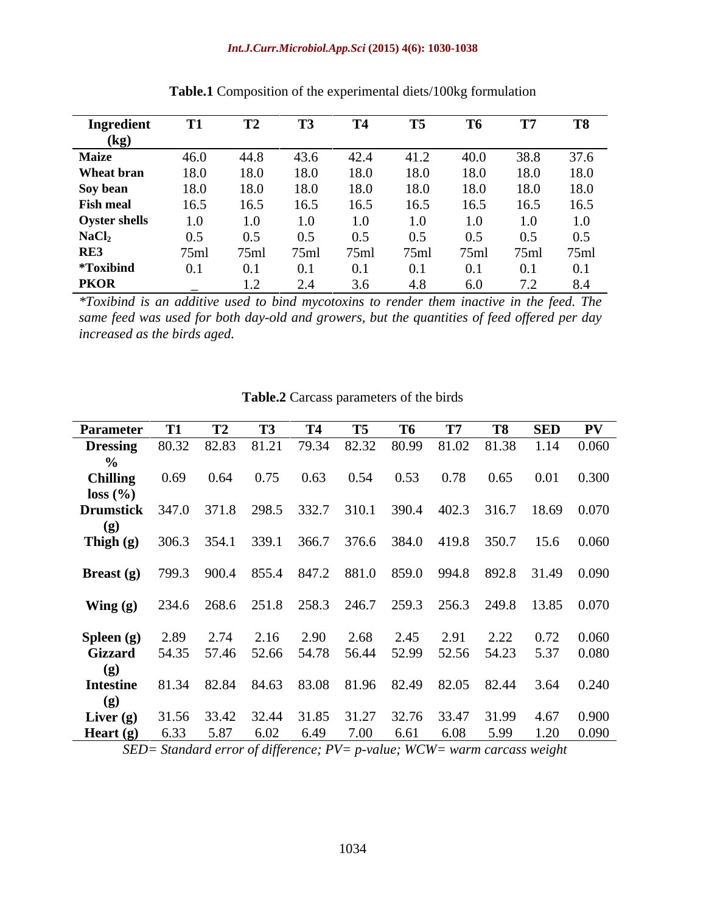**Table.1** Composition of the experimental diets/100kg formulation

| Ingredient (kg) | T1 | T2 | T3 | T4 | T5 | T6 | T7 | T8 |
|---|---|---|---|---|---|---|---|---|
| **Maize** | 46.0 | 44.8 | 43.6 | 42.4 | 41.2 | 40.0 | 38.8 | 37.6 |
| **Wheat bran** | 18.0 | 18.0 | 18.0 | 18.0 | 18.0 | 18.0 | 18.0 | 18.0 |
| **Soy bean** | 18.0 | 18.0 | 18.0 | 18.0 | 18.0 | 18.0 | 18.0 | 18.0 |
| **Fish meal** | 16.5 | 16.5 | 16.5 | 16.5 | 16.5 | 16.5 | 16.5 | 16.5 |
| **Oyster shells** | 1.0 | 1.0 | 1.0 | 1.0 | 1.0 | 1.0 | 1.0 | 1.0 |
| **$NaCl_2$** | 0.5 | 0.5 | 0.5 | 0.5 | 0.5 | 0.5 | 0.5 | 0.5 |
| **RE3** | 75ml | 75ml | 75ml | 75ml | 75ml | 75ml | 75ml | 75ml |
| ***Toxibind** | 0.1 | 0.1 | 0.1 | 0.1 | 0.1 | 0.1 | 0.1 | 0.1 |
| **PKOR** | _ | 1.2 | 2.4 | 3.6 | 4.8 | 6.0 | 7.2 | 8.4 |

*\*Toxibind is an additive used to bind mycotoxins to render them inactive in the feed. The same feed was used for both day-old and growers, but the quantities of feed offered per day increased as the birds aged.*

**Table.2** Carcass parameters of the birds

| Parameter | T1 | T2 | T3 | T4 | T5 | T6 | T7 | T8 | SED | PV |
|---|---|---|---|---|---|---|---|---|---|---|
| **Dressing %** | 80.32 | 82.83 | 81.21 | 79.34 | 82.32 | 80.99 | 81.02 | 81.38 | 1.14 | 0.060 |
| **Chilling loss (%)** | 0.69 | 0.64 | 0.75 | 0.63 | 0.54 | 0.53 | 0.78 | 0.65 | 0.01 | 0.300 |
| **Drumstick (g)** | 347.0 | 371.8 | 298.5 | 332.7 | 310.1 | 390.4 | 402.3 | 316.7 | 18.69 | 0.070 |
| **Thigh (g)** | 306.3 | 354.1 | 339.1 | 366.7 | 376.6 | 384.0 | 419.8 | 350.7 | 15.6 | 0.060 |
| **Breast (g)** | 799.3 | 900.4 | 855.4 | 847.2 | 881.0 | 859.0 | 994.8 | 892.8 | 31.49 | 0.090 |
| **Wing (g)** | 234.6 | 268.6 | 251.8 | 258.3 | 246.7 | 259.3 | 256.3 | 249.8 | 13.85 | 0.070 |
| **Spleen (g)** | 2.89 | 2.74 | 2.16 | 2.90 | 2.68 | 2.45 | 2.91 | 2.22 | 0.72 | 0.060 |
| **Gizzard (g)** | 54.35 | 57.46 | 52.66 | 54.78 | 56.44 | 52.99 | 52.56 | 54.23 | 5.37 | 0.080 |
| **Intestine (g)** | 81.34 | 82.84 | 84.63 | 83.08 | 81.96 | 82.49 | 82.05 | 82.44 | 3.64 | 0.240 |
| **Liver (g)** | 31.56 | 33.42 | 32.44 | 31.85 | 31.27 | 32.76 | 33.47 | 31.99 | 4.67 | 0.900 |
| **Heart (g)** | 6.33 | 5.87 | 6.02 | 6.49 | 7.00 | 6.61 | 6.08 | 5.99 | 1.20 | 0.090 |

*SED= Standard error of difference; PV= p-value; WCW= warm carcass weight*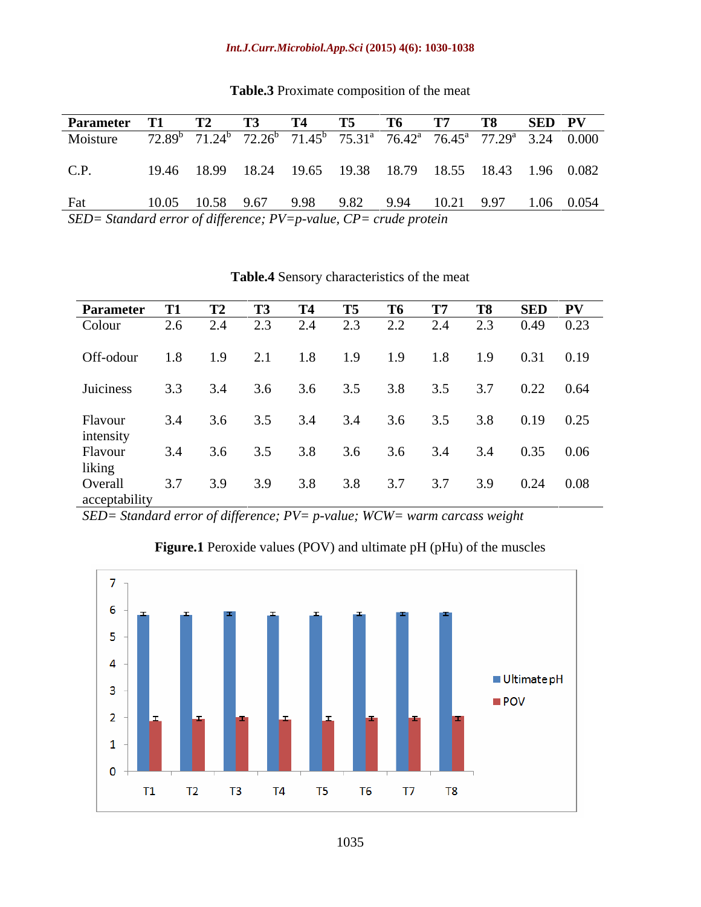**Table.3** Proximate composition of the meat

| Parameter | T1 | T2 | T3 | T4 | T5 | T6 | T7 | T8 | SED | PV |
|---|---|---|---|---|---|---|---|---|---|---|
| Moisture | 72.89[b] | 71.24[b] | 72.26[b] | 71.45[b] | 75.31[a] | 76.42[a] | 76.45[a] | 77.29[a] | 3.24 | 0.000 |
| C.P. | 19.46 | 18.99 | 18.24 | 19.65 | 19.38 | 18.79 | 18.55 | 18.43 | 1.96 | 0.082 |
| Fat | 10.05 | 10.58 | 9.67 | 9.98 | 9.82 | 9.94 | 10.21 | 9.97 | 1.06 | 0.054 |

*SED= Standard error of difference; PV=p-value, CP= crude protein*

**Table.4** Sensory characteristics of the meat

| Parameter | T1 | T2 | T3 | T4 | T5 | T6 | T7 | T8 | SED | PV |
|---|---|---|---|---|---|---|---|---|---|---|
| Colour | 2.6 | 2.4 | 2.3 | 2.4 | 2.3 | 2.2 | 2.4 | 2.3 | 0.49 | 0.23 |
| Off-odour | 1.8 | 1.9 | 2.1 | 1.8 | 1.9 | 1.9 | 1.8 | 1.9 | 0.31 | 0.19 |
| Juiciness | 3.3 | 3.4 | 3.6 | 3.6 | 3.5 | 3.8 | 3.5 | 3.7 | 0.22 | 0.64 |
| Flavour intensity | 3.4 | 3.6 | 3.5 | 3.4 | 3.4 | 3.6 | 3.5 | 3.8 | 0.19 | 0.25 |
| Flavour liking | 3.4 | 3.6 | 3.5 | 3.8 | 3.6 | 3.6 | 3.4 | 3.4 | 0.35 | 0.06 |
| Overall acceptability | 3.7 | 3.9 | 3.9 | 3.8 | 3.8 | 3.7 | 3.7 | 3.9 | 0.24 | 0.08 |

*SED= Standard error of difference; PV= p-value; WCW= warm carcass weight*

**Figure.1** Peroxide values (POV) and ultimate pH (pHu) of the muscles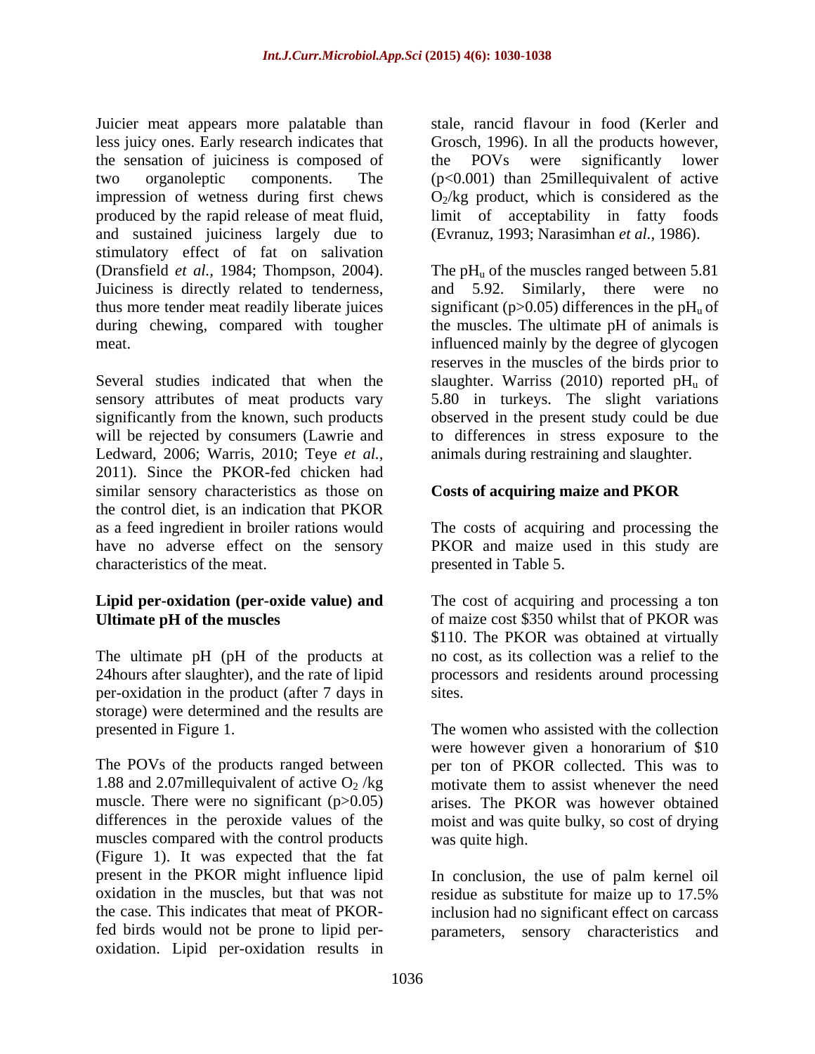Juicier meat appears more palatable than less juicy ones. Early research indicates that the sensation of juiciness is composed of two organoleptic components. The impression of wetness during first chews produced by the rapid release of meat fluid, and sustained juiciness largely due to stimulatory effect of fat on salivation (Dransfield *et al.,* 1984; Thompson, 2004). Juiciness is directly related to tenderness, thus more tender meat readily liberate juices during chewing, compared with tougher meat.

Several studies indicated that when the sensory attributes of meat products vary significantly from the known, such products will be rejected by consumers (Lawrie and Ledward, 2006; Warris, 2010; Teye *et al.,* 2011). Since the PKOR-fed chicken had similar sensory characteristics as those on the control diet, is an indication that PKOR as a feed ingredient in broiler rations would have no adverse effect on the sensory characteristics of the meat.

**Lipid per-oxidation (per-oxide value) and Ultimate pH of the muscles**

The ultimate pH (pH of the products at 24hours after slaughter), and the rate of lipid per-oxidation in the product (after 7 days in storage) were determined and the results are presented in Figure 1.

The POVs of the products ranged between 1.88 and 2.07millequivalent of active $O_2$ /kg muscle. There were no significant ($p>0.05$) differences in the peroxide values of the muscles compared with the control products (Figure 1). It was expected that the fat present in the PKOR might influence lipid oxidation in the muscles, but that was not the case. This indicates that meat of PKOR-fed birds would not be prone to lipid per-oxidation. Lipid per-oxidation results in stale, rancid flavour in food (Kerler and Grosch, 1996). In all the products however, the POVs were significantly lower ($p<0.001$) than 25millequivalent of active $O_2$/kg product, which is considered as the limit of acceptability in fatty foods (Evranuz, 1993; Narasimhan *et al.,* 1986).

The $pH_u$ of the muscles ranged between 5.81 and 5.92. Similarly, there were no significant ($p>0.05$) differences in the $pH_u$ of the muscles. The ultimate pH of animals is influenced mainly by the degree of glycogen reserves in the muscles of the birds prior to slaughter. Warriss (2010) reported $pH_u$ of 5.80 in turkeys. The slight variations observed in the present study could be due to differences in stress exposure to the animals during restraining and slaughter.

**Costs of acquiring maize and PKOR**

The costs of acquiring and processing the PKOR and maize used in this study are presented in Table 5.

The cost of acquiring and processing a ton of maize cost \$350 whilst that of PKOR was \$110. The PKOR was obtained at virtually no cost, as its collection was a relief to the processors and residents around processing sites.

The women who assisted with the collection were however given a honorarium of \$10 per ton of PKOR collected. This was to motivate them to assist whenever the need arises. The PKOR was however obtained moist and was quite bulky, so cost of drying was quite high.

In conclusion, the use of palm kernel oil residue as substitute for maize up to 17.5% inclusion had no significant effect on carcass parameters, sensory characteristics and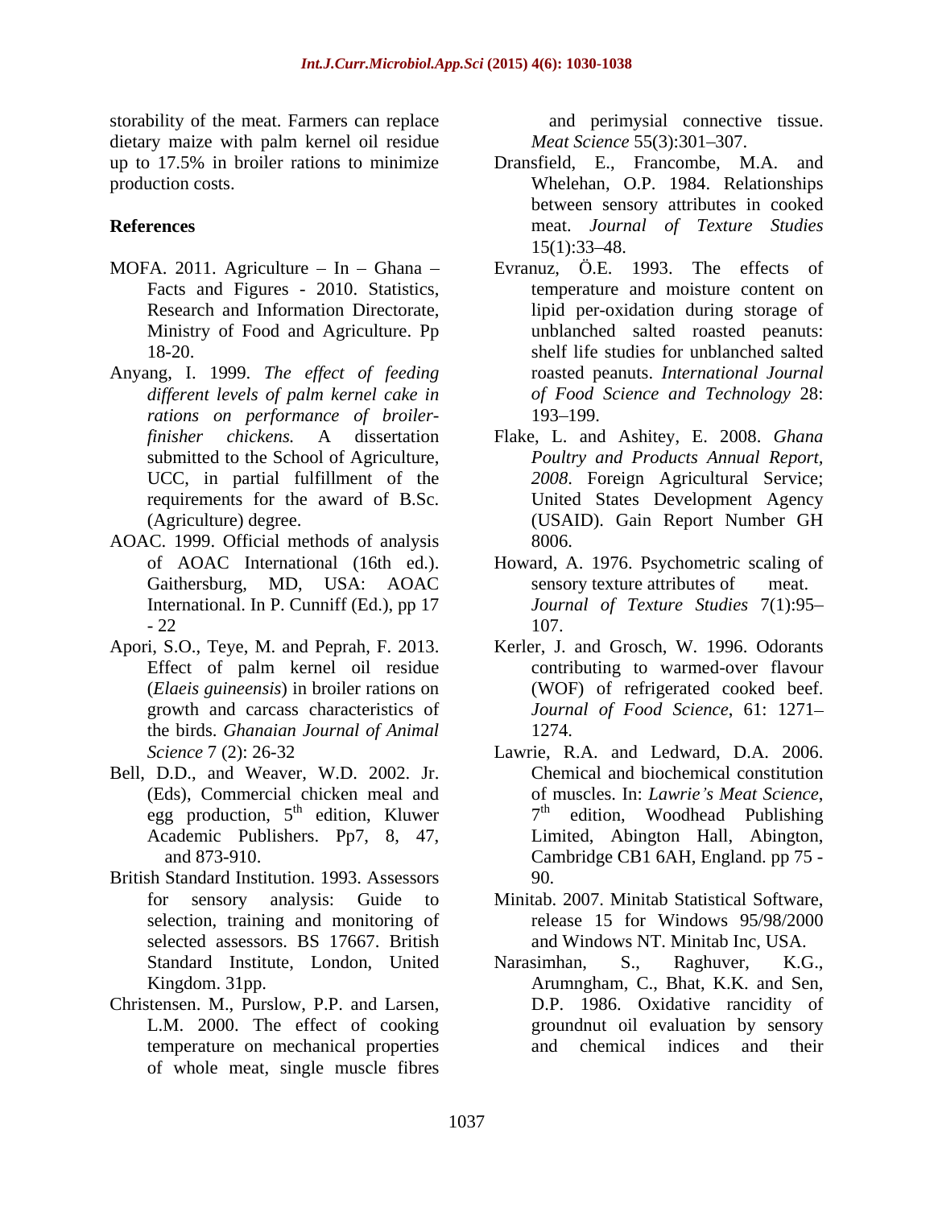storability of the meat. Farmers can replace dietary maize with palm kernel oil residue up to 17.5% in broiler rations to minimize production costs.

## References

- MOFA. 2011. Agriculture – In – Ghana – Facts and Figures - 2010. Statistics, Research and Information Directorate, Ministry of Food and Agriculture. Pp 18-20.
- Anyang, I. 1999. *The effect of feeding different levels of palm kernel cake in rations on performance of broiler-finisher chickens.* A dissertation submitted to the School of Agriculture, UCC, in partial fulfillment of the requirements for the award of B.Sc. (Agriculture) degree.
- AOAC. 1999. Official methods of analysis of AOAC International (16th ed.). Gaithersburg, MD, USA: AOAC International. In P. Cunniff (Ed.), pp 17 - 22
- Apori, S.O., Teye, M. and Peprah, F. 2013. Effect of palm kernel oil residue (*Elaeis guineensis*) in broiler rations on growth and carcass characteristics of the birds. *Ghanaian Journal of Animal Science* 7 (2): 26-32
- Bell, D.D., and Weaver, W.D. 2002. Jr. (Eds), Commercial chicken meal and egg production, 5th edition, Kluwer Academic Publishers. Pp7, 8, 47, and 873-910.
- British Standard Institution. 1993. Assessors for sensory analysis: Guide to selection, training and monitoring of selected assessors. BS 17667. British Standard Institute, London, United Kingdom. 31pp.
- Christensen. M., Purslow, P.P. and Larsen, L.M. 2000. The effect of cooking temperature on mechanical properties of whole meat, single muscle fibres and perimysial connective tissue. *Meat Science* 55(3):301–307.
- Dransfield, E., Francombe, M.A. and Whelehan, O.P. 1984. Relationships between sensory attributes in cooked meat. *Journal of Texture Studies* 15(1):33–48.
- Evranuz, Ö.E. 1993. The effects of temperature and moisture content on lipid per-oxidation during storage of unblanched salted roasted peanuts: shelf life studies for unblanched salted roasted peanuts. *International Journal of Food Science and Technology* 28: 193–199.
- Flake, L. and Ashitey, E. 2008. *Ghana Poultry and Products Annual Report, 2008*. Foreign Agricultural Service; United States Development Agency (USAID). Gain Report Number GH 8006.
- Howard, A. 1976. Psychometric scaling of sensory texture attributes of meat. *Journal of Texture Studies* 7(1):95–107.
- Kerler, J. and Grosch, W. 1996. Odorants contributing to warmed-over flavour (WOF) of refrigerated cooked beef. *Journal of Food Science*, 61: 1271–1274.
- Lawrie, R.A. and Ledward, D.A. 2006. Chemical and biochemical constitution of muscles. In: *Lawrie's Meat Science*, 7th edition, Woodhead Publishing Limited, Abington Hall, Abington, Cambridge CB1 6AH, England. pp 75 - 90.
- Minitab. 2007. Minitab Statistical Software, release 15 for Windows 95/98/2000 and Windows NT. Minitab Inc, USA.
- Narasimhan, S., Raghuver, K.G., Arumngham, C., Bhat, K.K. and Sen, D.P. 1986. Oxidative rancidity of groundnut oil evaluation by sensory and chemical indices and their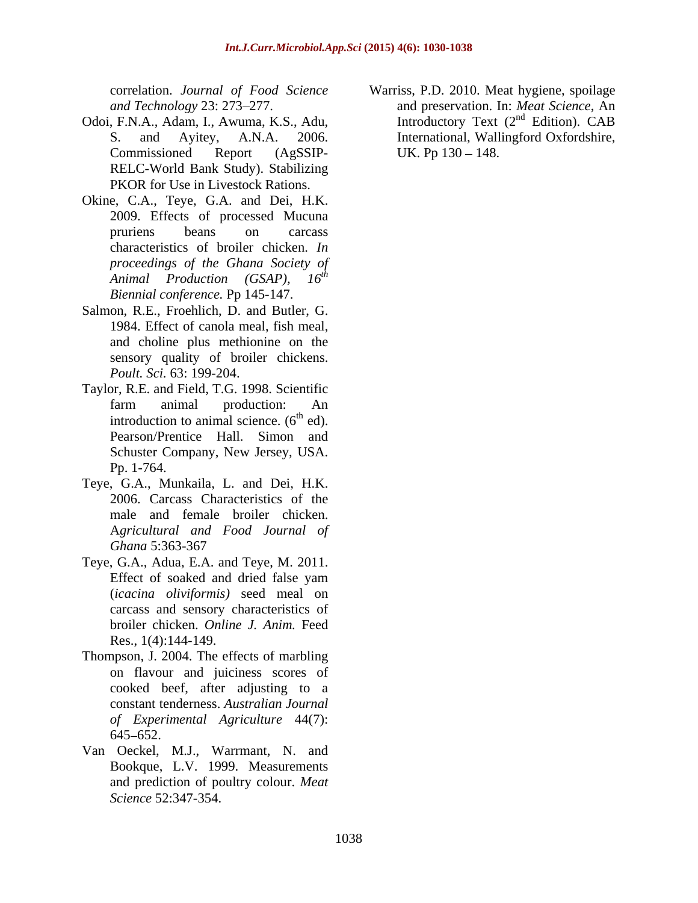correlation. *Journal of Food Science and Technology* 23: 273–277.

Odoi, F.N.A., Adam, I., Awuma, K.S., Adu, S. and Ayitey, A.N.A. 2006. Commissioned Report (AgSSIP-RELC-World Bank Study). Stabilizing PKOR for Use in Livestock Rations.

Okine, C.A., Teye, G.A. and Dei, H.K. 2009. Effects of processed Mucuna pruriens beans on carcass characteristics of broiler chicken. *In proceedings of the Ghana Society of Animal Production (GSAP), 16th Biennial conference.* Pp 145-147.

Salmon, R.E., Froehlich, D. and Butler, G. 1984. Effect of canola meal, fish meal, and choline plus methionine on the sensory quality of broiler chickens. *Poult. Sci.* 63: 199-204.

Taylor, R.E. and Field, T.G. 1998. Scientific farm animal production: An introduction to animal science. (6th ed). Pearson/Prentice Hall. Simon and Schuster Company, New Jersey, USA. Pp. 1-764.

Teye, G.A., Munkaila, L. and Dei, H.K. 2006. Carcass Characteristics of the male and female broiler chicken. A*gricultural and Food Journal of Ghana* 5:363-367

Teye, G.A., Adua, E.A. and Teye, M. 2011. Effect of soaked and dried false yam (*icacina oliviformis)* seed meal on carcass and sensory characteristics of broiler chicken. *Online J. Anim.* Feed Res., 1(4):144-149.

Thompson, J. 2004. The effects of marbling on flavour and juiciness scores of cooked beef, after adjusting to a constant tenderness. *Australian Journal of Experimental Agriculture* 44(7): 645–652.

Van Oeckel, M.J., Warrmant, N. and Bookque, L.V. 1999. Measurements and prediction of poultry colour. *Meat Science* 52:347-354.

Warriss, P.D. 2010. Meat hygiene, spoilage and preservation. In: *Meat Science*, An Introductory Text (2nd Edition). CAB International, Wallingford Oxfordshire, UK. Pp 130 – 148.